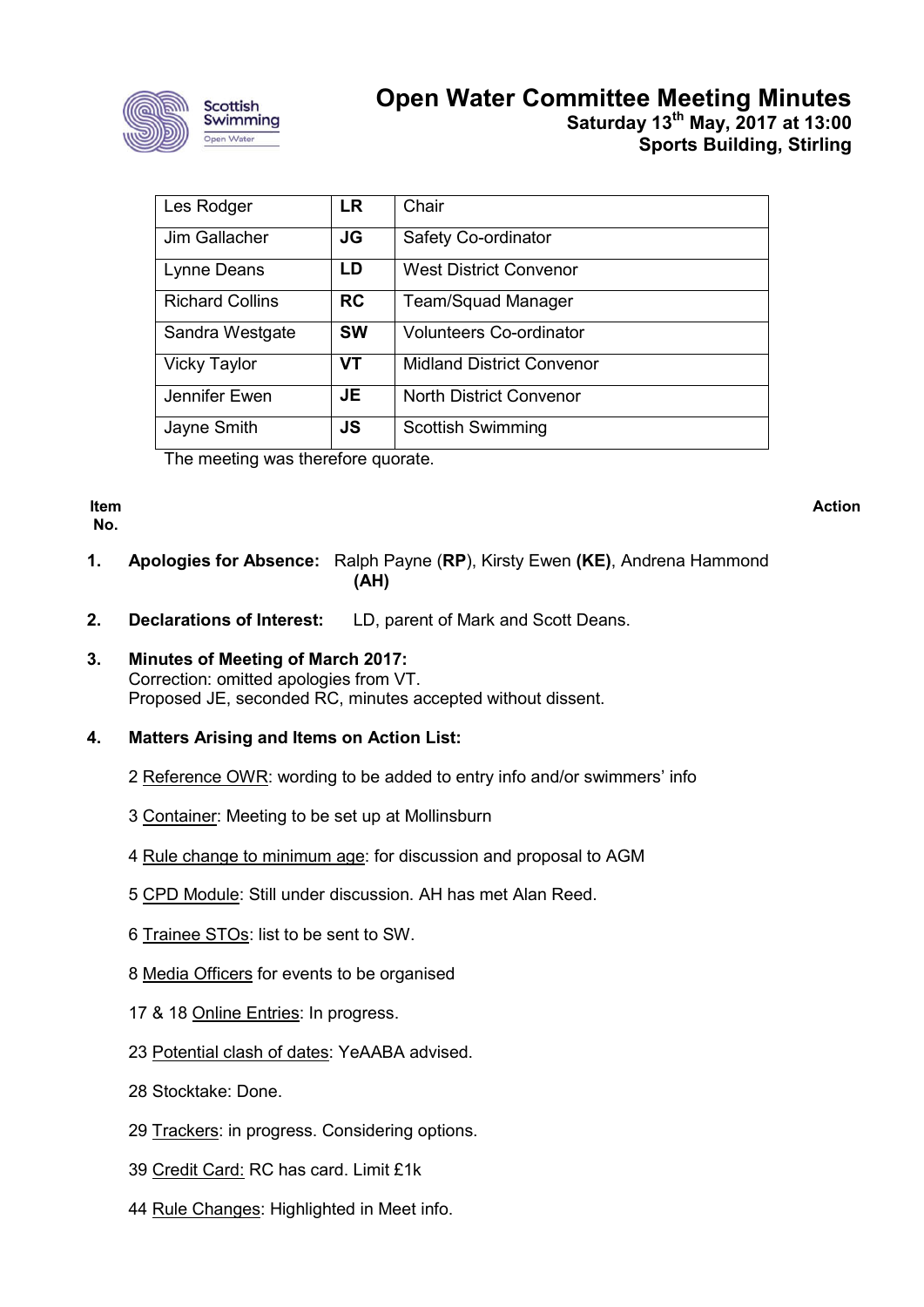# Open Water Committee Meeting Minutes

**Saturday 13th May, 2017 at 13:00**
**Sports Building, Stirling**

| | | |
|---|---|---|
| Les Rodger | **LR** | Chair |
| Jim Gallacher | **JG** | Safety Co-ordinator |
| Lynne Deans | **LD** | West District Convenor |
| Richard Collins | **RC** | Team/Squad Manager |
| Sandra Westgate | **SW** | Volunteers Co-ordinator |
| Vicky Taylor | **VT** | Midland District Convenor |
| Jennifer Ewen | **JE** | North District Convenor |
| Jayne Smith | **JS** | Scottish Swimming |

The meeting was therefore quorate.

**Item No.** **Action**

**1. Apologies for Absence:** Ralph Payne (**RP**), Kirsty Ewen **(KE)**, Andrena Hammond **(AH)**

**2. Declarations of Interest:** LD, parent of Mark and Scott Deans.

**3. Minutes of Meeting of March 2017:**
Correction: omitted apologies from VT.
Proposed JE, seconded RC, minutes accepted without dissent.

**4. Matters Arising and Items on Action List:**

2 Reference OWR: wording to be added to entry info and/or swimmers' info

3 Container: Meeting to be set up at Mollinsburn

4 Rule change to minimum age: for discussion and proposal to AGM

5 CPD Module: Still under discussion. AH has met Alan Reed.

6 Trainee STOs: list to be sent to SW.

8 Media Officers for events to be organised

17 & 18 Online Entries: In progress.

23 Potential clash of dates: YeAABA advised.

28 Stocktake: Done.

29 Trackers: in progress. Considering options.

39 Credit Card: RC has card. Limit £1k

44 Rule Changes: Highlighted in Meet info.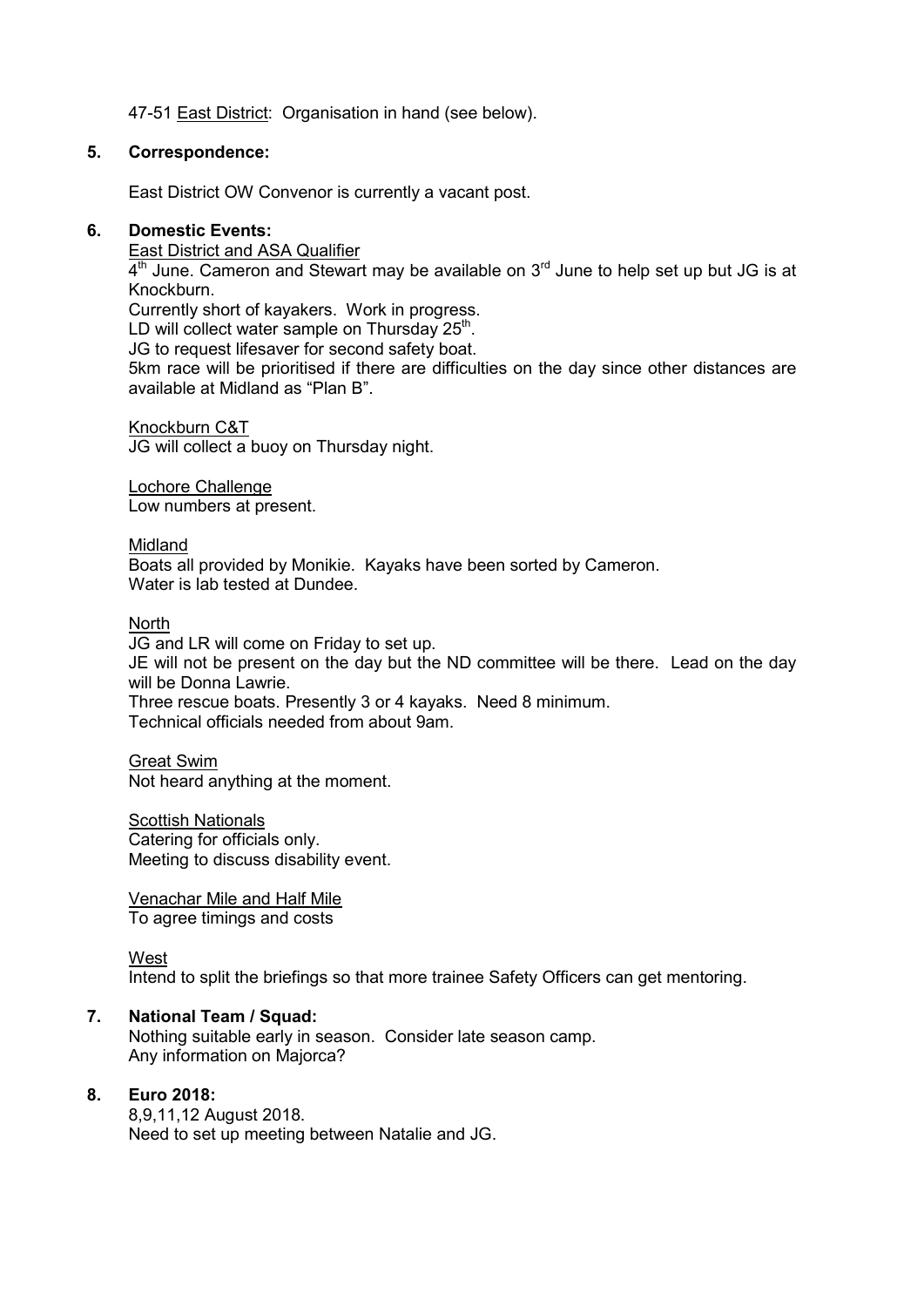47-51 East District: Organisation in hand (see below).

## 5. Correspondence:

East District OW Convenor is currently a vacant post.

## 6. Domestic Events:

East District and ASA Qualifier

4th June. Cameron and Stewart may be available on 3rd June to help set up but JG is at Knockburn.
Currently short of kayakers. Work in progress.
LD will collect water sample on Thursday 25th.
JG to request lifesaver for second safety boat.
5km race will be prioritised if there are difficulties on the day since other distances are available at Midland as "Plan B".

Knockburn C&T

JG will collect a buoy on Thursday night.

Lochore Challenge

Low numbers at present.

Midland

Boats all provided by Monikie. Kayaks have been sorted by Cameron.
Water is lab tested at Dundee.

North

JG and LR will come on Friday to set up.
JE will not be present on the day but the ND committee will be there. Lead on the day will be Donna Lawrie.
Three rescue boats. Presently 3 or 4 kayaks. Need 8 minimum.
Technical officials needed from about 9am.

Great Swim

Not heard anything at the moment.

Scottish Nationals

Catering for officials only.
Meeting to discuss disability event.

Venachar Mile and Half Mile

To agree timings and costs

West

Intend to split the briefings so that more trainee Safety Officers can get mentoring.

## 7. National Team / Squad:

Nothing suitable early in season. Consider late season camp.
Any information on Majorca?

## 8. Euro 2018:

8,9,11,12 August 2018.
Need to set up meeting between Natalie and JG.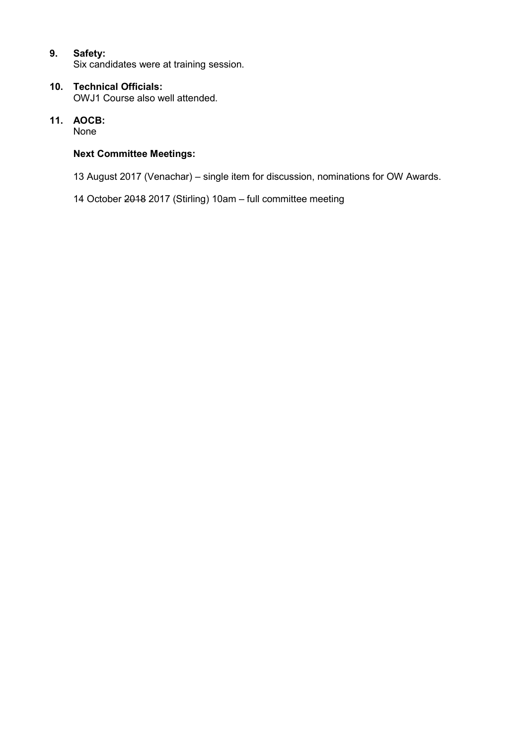**9. Safety:**
Six candidates were at training session.

**10. Technical Officials:**
OWJ1 Course also well attended.

**11. AOCB:**
None

**Next Committee Meetings:**

13 August 2017 (Venachar) – single item for discussion, nominations for OW Awards.

14 October ~~2018~~ 2017 (Stirling) 10am – full committee meeting